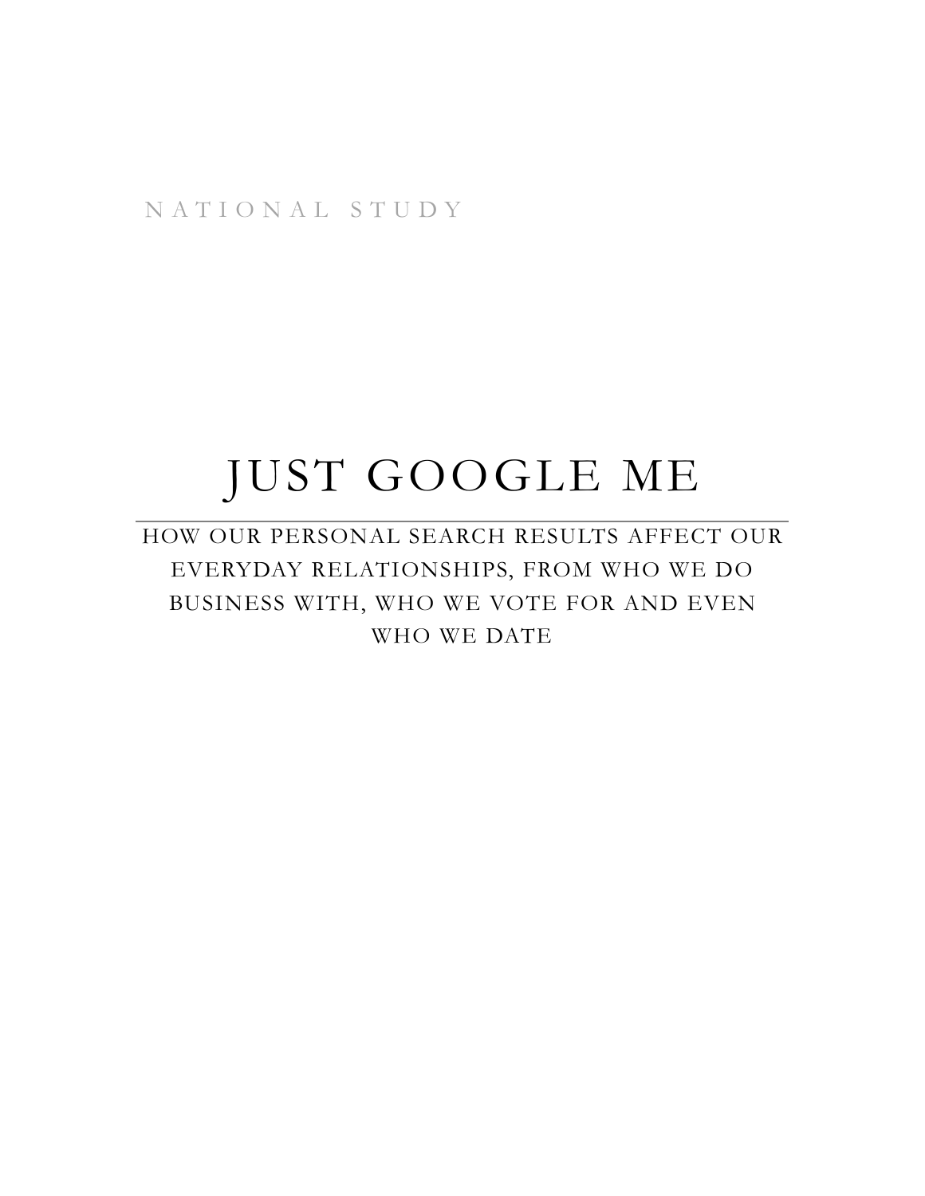NATIONAL STUDY

# JUST GOOGLE ME

HOW OUR PERSONAL SEARCH RESULTS AFFECT OUR EVERYDAY RELATIONSHIPS, FROM WHO WE DO BUSINESS WITH, WHO WE VOTE FOR AND EVEN WHO WE DATE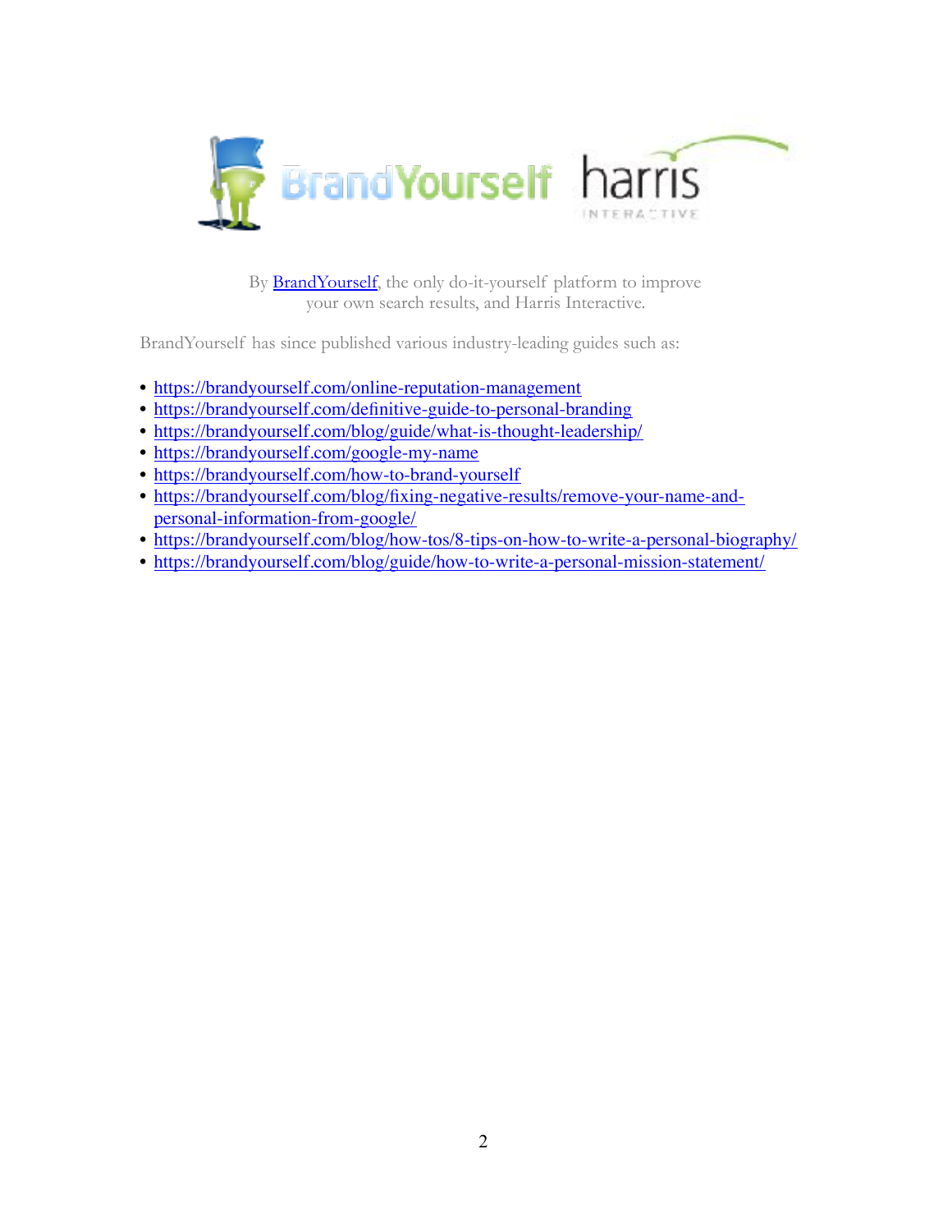By [BrandYourself](https://brandyourself.com), the only do-it-yourself platform to improve your own search results, and Harris Interactive.

BrandYourself has since published various industry-leading guides such as:

- https://brandyourself.com/online-reputation-management
- https://brandyourself.com/definitive-guide-to-personal-branding
- https://brandyourself.com/blog/guide/what-is-thought-leadership/
- https://brandyourself.com/google-my-name
- https://brandyourself.com/how-to-brand-yourself
- https://brandyourself.com/blog/fixing-negative-results/remove-your-name-and-personal-information-from-google/
- https://brandyourself.com/blog/how-tos/8-tips-on-how-to-write-a-personal-biography/
- https://brandyourself.com/blog/guide/how-to-write-a-personal-mission-statement/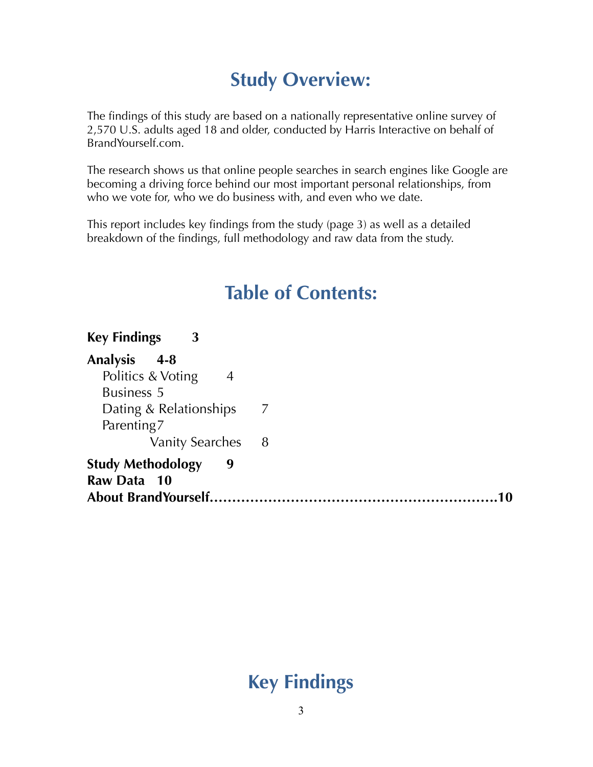## Study Overview:

The findings of this study are based on a nationally representative online survey of 2,570 U.S. adults aged 18 and older, conducted by Harris Interactive on behalf of BrandYourself.com.

The research shows us that online people searches in search engines like Google are becoming a driving force behind our most important personal relationships, from who we vote for, who we do business with, and even who we date.

This report includes key findings from the study (page 3) as well as a detailed breakdown of the findings, full methodology and raw data from the study.

## Table of Contents:

**Key Findings 3**

**Analysis 4-8**

- Politics & Voting 4
- Business 5
- Dating & Relationships 7
- Parenting 7
- Vanity Searches 8

**Study Methodology 9**

**Raw Data 10**

**About BrandYourself……………………………………………………10**

## Key Findings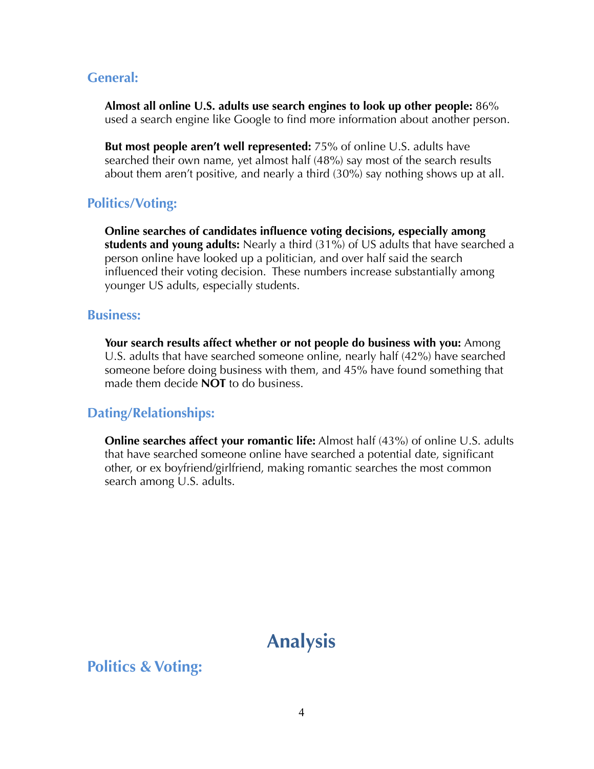### General:

**Almost all online U.S. adults use search engines to look up other people:** 86% used a search engine like Google to find more information about another person.

**But most people aren't well represented:** 75% of online U.S. adults have searched their own name, yet almost half (48%) say most of the search results about them aren't positive, and nearly a third (30%) say nothing shows up at all.

### Politics/Voting:

**Online searches of candidates influence voting decisions, especially among students and young adults:** Nearly a third (31%) of US adults that have searched a person online have looked up a politician, and over half said the search influenced their voting decision. These numbers increase substantially among younger US adults, especially students.

### Business:

**Your search results affect whether or not people do business with you:** Among U.S. adults that have searched someone online, nearly half (42%) have searched someone before doing business with them, and 45% have found something that made them decide **NOT** to do business.

### Dating/Relationships:

**Online searches affect your romantic life:** Almost half (43%) of online U.S. adults that have searched someone online have searched a potential date, significant other, or ex boyfriend/girlfriend, making romantic searches the most common search among U.S. adults.

## Analysis

### Politics & Voting: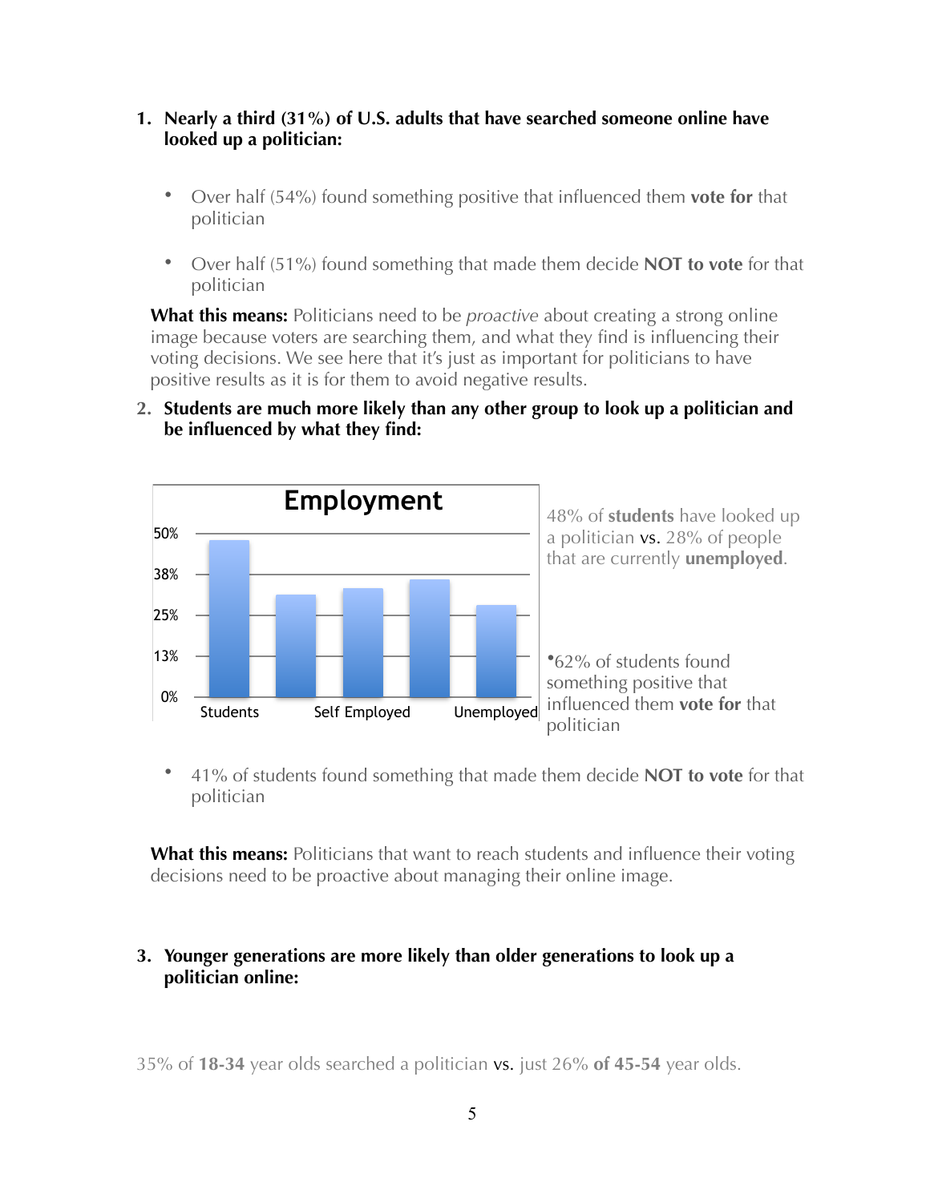1. **Nearly a third (31%) of U.S. adults that have searched someone online have looked up a politician:**

   - Over half (54%) found something positive that influenced them **vote for** that politician
   - Over half (51%) found something that made them decide **NOT to vote** for that politician

   **What this means:** Politicians need to be *proactive* about creating a strong online image because voters are searching them, and what they find is influencing their voting decisions. We see here that it's just as important for politicians to have positive results as it is for them to avoid negative results.

2. **Students are much more likely than any other group to look up a politician and be influenced by what they find:**

   **Employment**

   | | Percentage |
   |---|---|
   | Students | ~48% |
   | (unlabeled) | ~31% |
   | Self Employed | ~33% |
   | (unlabeled) | ~36% |
   | Unemployed | ~28% |

   48% of **students** have looked up a politician vs. 28% of people that are currently **unemployed**.

   - 62% of students found something positive that influenced them **vote for** that politician
   - 41% of students found something that made them decide **NOT to vote** for that politician

   **What this means:** Politicians that want to reach students and influence their voting decisions need to be proactive about managing their online image.

3. **Younger generations are more likely than older generations to look up a politician online:**

35% of **18-34** year olds searched a politician vs. just 26% **of 45-54** year olds.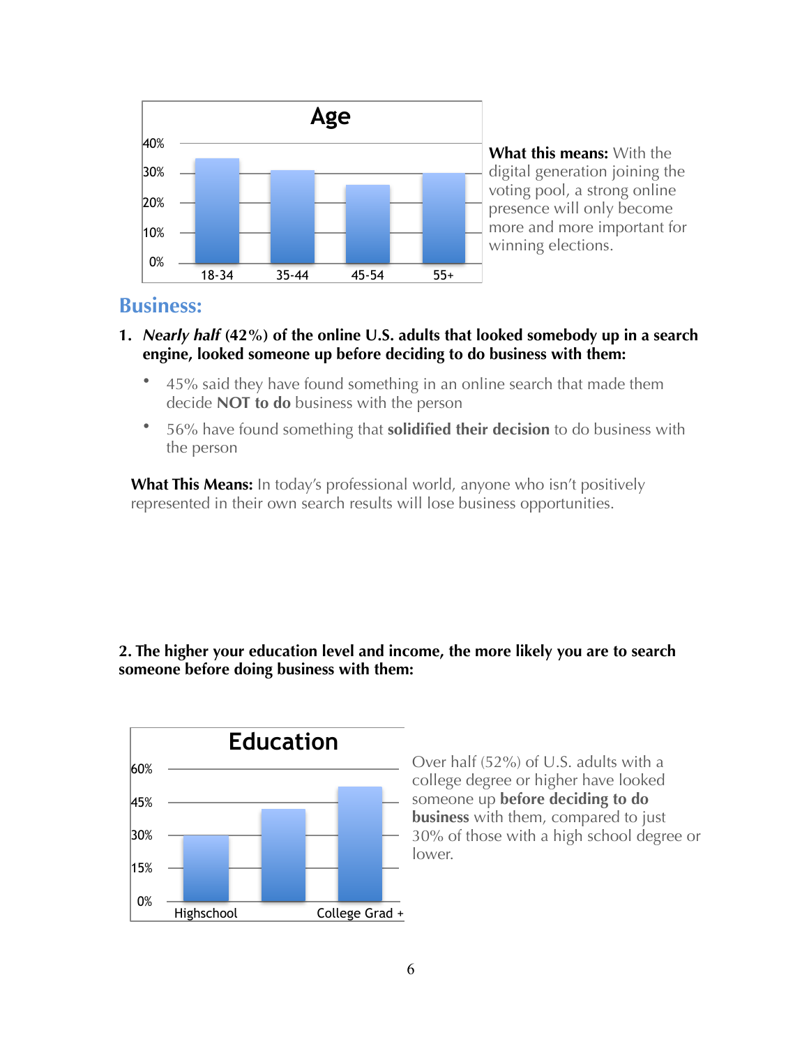Age

40%
30%
20%
10%
0%

18-34 35-44 45-54 55+

**What this means:** With the digital generation joining the voting pool, a strong online presence will only become more and more important for winning elections.

## Business:

1. ***Nearly half*** **(42%) of the online U.S. adults that looked somebody up in a search engine, looked someone up before deciding to do business with them:**

   - 45% said they have found something in an online search that made them decide **NOT to do** business with the person
   - 56% have found something that **solidified their decision** to do business with the person

**What This Means:** In today's professional world, anyone who isn't positively represented in their own search results will lose business opportunities.

**2. The higher your education level and income, the more likely you are to search someone before doing business with them:**

Education

60%
45%
30%
15%
0%

Highschool College Grad +

Over half (52%) of U.S. adults with a college degree or higher have looked someone up **before deciding to do business** with them, compared to just 30% of those with a high school degree or lower.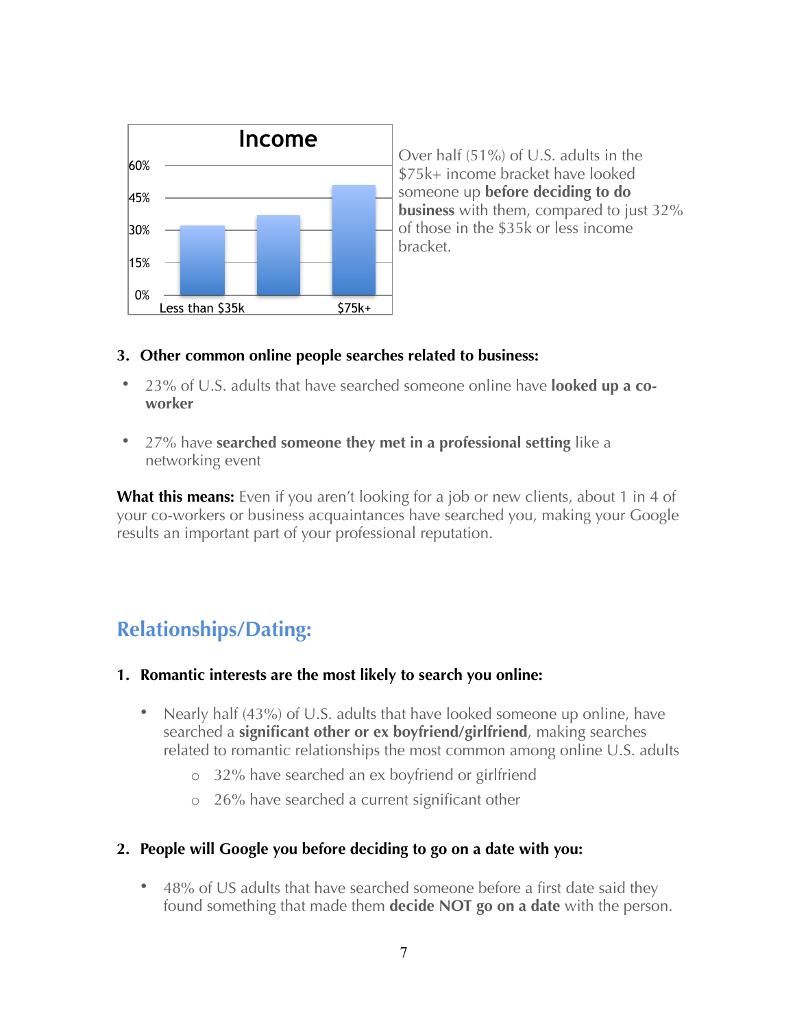Over half (51%) of U.S. adults in the $75k+ income bracket have looked someone up **before deciding to do business** with them, compared to just 32% of those in the $35k or less income bracket.

3. **Other common online people searches related to business:**

- 23% of U.S. adults that have searched someone online have **looked up a co-worker**
- 27% have **searched someone they met in a professional setting** like a networking event

**What this means:** Even if you aren't looking for a job or new clients, about 1 in 4 of your co-workers or business acquaintances have searched you, making your Google results an important part of your professional reputation.

## Relationships/Dating:

1. **Romantic interests are the most likely to search you online:**

   - Nearly half (43%) of U.S. adults that have looked someone up online, have searched a **significant other or ex boyfriend/girlfriend**, making searches related to romantic relationships the most common among online U.S. adults
     - 32% have searched an ex boyfriend or girlfriend
     - 26% have searched a current significant other

2. **People will Google you before deciding to go on a date with you:**

   - 48% of US adults that have searched someone before a first date said they found something that made them **decide NOT go on a date** with the person.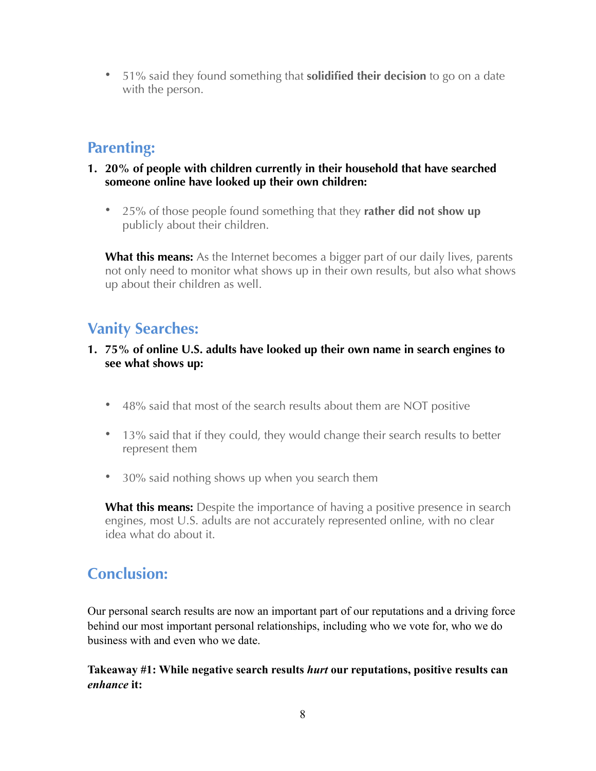- 51% said they found something that **solidified their decision** to go on a date with the person.

## Parenting:

1. **20% of people with children currently in their household that have searched someone online have looked up their own children:**

   - 25% of those people found something that they **rather did not show up** publicly about their children.

   **What this means:** As the Internet becomes a bigger part of our daily lives, parents not only need to monitor what shows up in their own results, but also what shows up about their children as well.

## Vanity Searches:

1. **75% of online U.S. adults have looked up their own name in search engines to see what shows up:**

   - 48% said that most of the search results about them are NOT positive
   - 13% said that if they could, they would change their search results to better represent them
   - 30% said nothing shows up when you search them

   **What this means:** Despite the importance of having a positive presence in search engines, most U.S. adults are not accurately represented online, with no clear idea what do about it.

## Conclusion:

Our personal search results are now an important part of our reputations and a driving force behind our most important personal relationships, including who we vote for, who we do business with and even who we date.

**Takeaway #1: While negative search results *hurt* our reputations, positive results can *enhance* it:**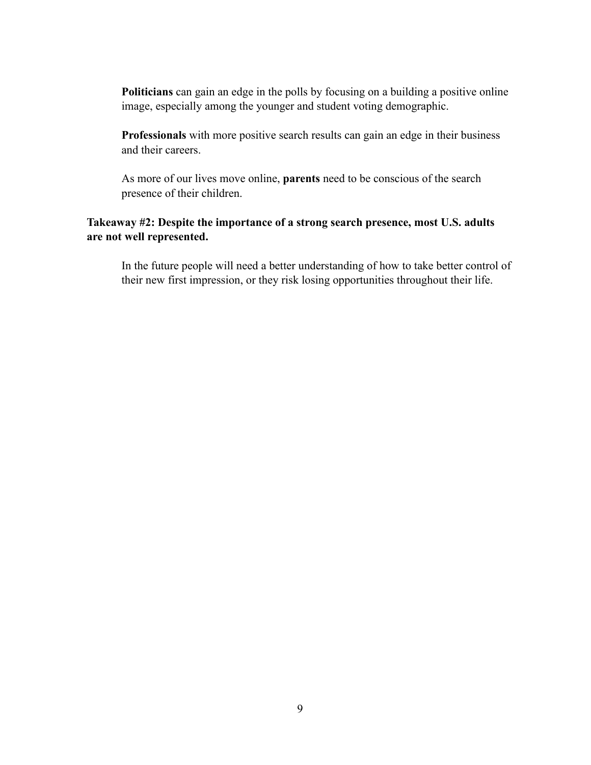**Politicians** can gain an edge in the polls by focusing on a building a positive online image, especially among the younger and student voting demographic.

**Professionals** with more positive search results can gain an edge in their business and their careers.

As more of our lives move online, **parents** need to be conscious of the search presence of their children.

**Takeaway #2: Despite the importance of a strong search presence, most U.S. adults are not well represented.**

In the future people will need a better understanding of how to take better control of their new first impression, or they risk losing opportunities throughout their life.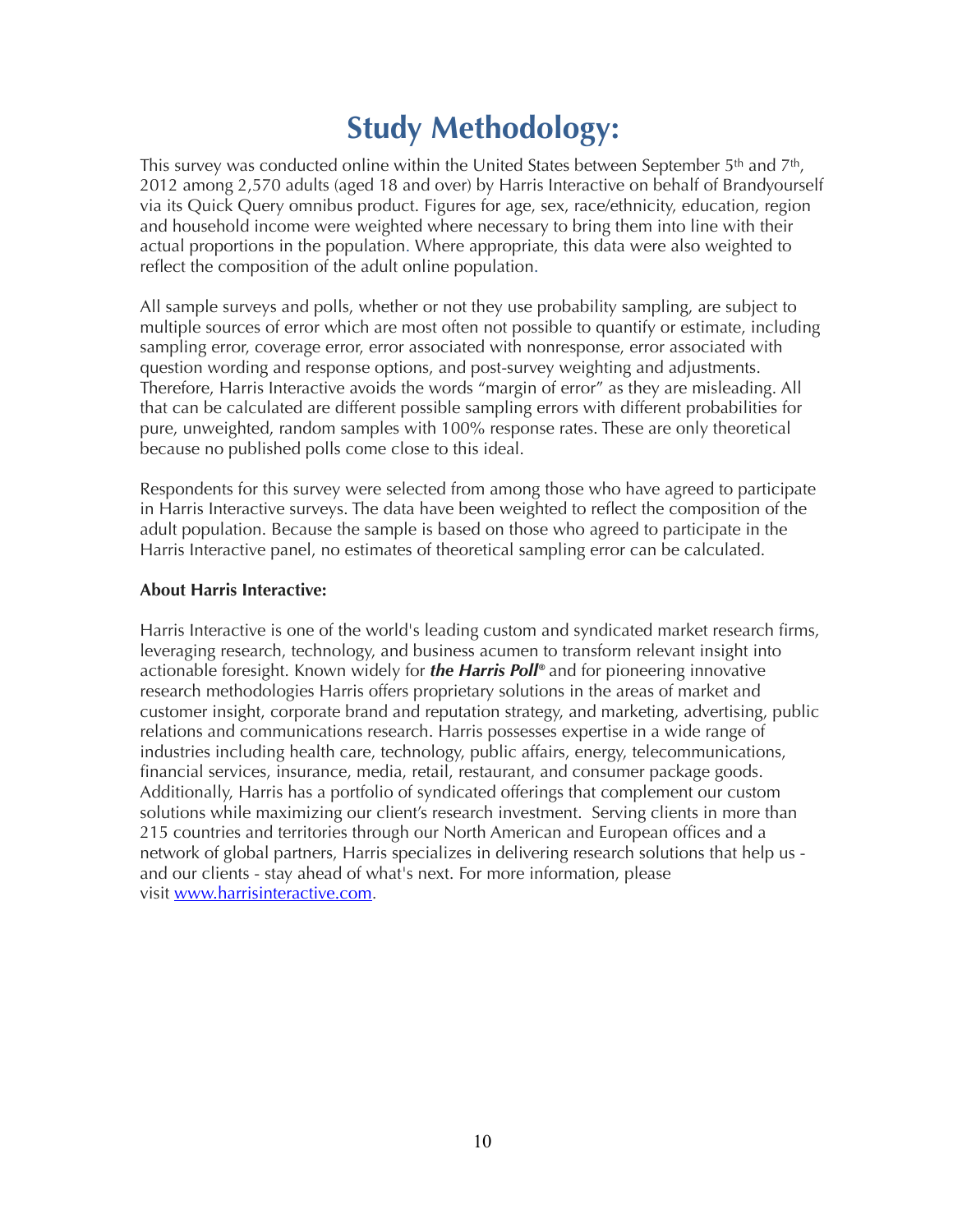# Study Methodology:

This survey was conducted online within the United States between September 5th and 7th, 2012 among 2,570 adults (aged 18 and over) by Harris Interactive on behalf of Brandyourself via its Quick Query omnibus product. Figures for age, sex, race/ethnicity, education, region and household income were weighted where necessary to bring them into line with their actual proportions in the population. Where appropriate, this data were also weighted to reflect the composition of the adult online population.

All sample surveys and polls, whether or not they use probability sampling, are subject to multiple sources of error which are most often not possible to quantify or estimate, including sampling error, coverage error, error associated with nonresponse, error associated with question wording and response options, and post-survey weighting and adjustments. Therefore, Harris Interactive avoids the words "margin of error" as they are misleading. All that can be calculated are different possible sampling errors with different probabilities for pure, unweighted, random samples with 100% response rates. These are only theoretical because no published polls come close to this ideal.

Respondents for this survey were selected from among those who have agreed to participate in Harris Interactive surveys. The data have been weighted to reflect the composition of the adult population. Because the sample is based on those who agreed to participate in the Harris Interactive panel, no estimates of theoretical sampling error can be calculated.

**About Harris Interactive:**

Harris Interactive is one of the world's leading custom and syndicated market research firms, leveraging research, technology, and business acumen to transform relevant insight into actionable foresight. Known widely for ***the Harris Poll®*** and for pioneering innovative research methodologies Harris offers proprietary solutions in the areas of market and customer insight, corporate brand and reputation strategy, and marketing, advertising, public relations and communications research. Harris possesses expertise in a wide range of industries including health care, technology, public affairs, energy, telecommunications, financial services, insurance, media, retail, restaurant, and consumer package goods. Additionally, Harris has a portfolio of syndicated offerings that complement our custom solutions while maximizing our client's research investment. Serving clients in more than 215 countries and territories through our North American and European offices and a network of global partners, Harris specializes in delivering research solutions that help us - and our clients - stay ahead of what's next. For more information, please visit [www.harrisinteractive.com](http://www.harrisinteractive.com).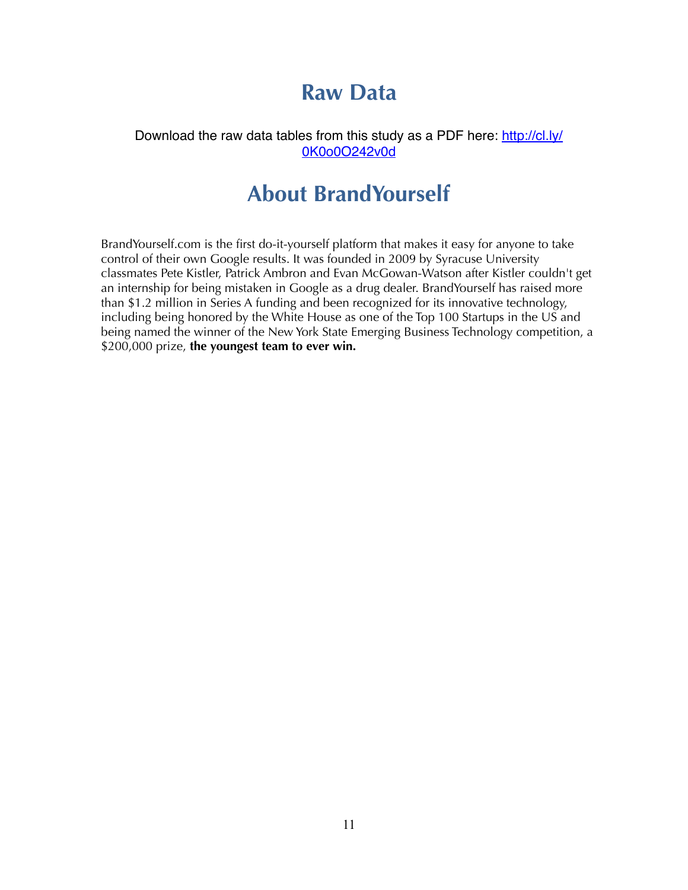## Raw Data

Download the raw data tables from this study as a PDF here: [http://cl.ly/0K0o0O242v0d](http://cl.ly/0K0o0O242v0d)

## About BrandYourself

BrandYourself.com is the first do-it-yourself platform that makes it easy for anyone to take control of their own Google results. It was founded in 2009 by Syracuse University classmates Pete Kistler, Patrick Ambron and Evan McGowan-Watson after Kistler couldn't get an internship for being mistaken in Google as a drug dealer. BrandYourself has raised more than $1.2 million in Series A funding and been recognized for its innovative technology, including being honored by the White House as one of the Top 100 Startups in the US and being named the winner of the New York State Emerging Business Technology competition, a $200,000 prize, **the youngest team to ever win.**